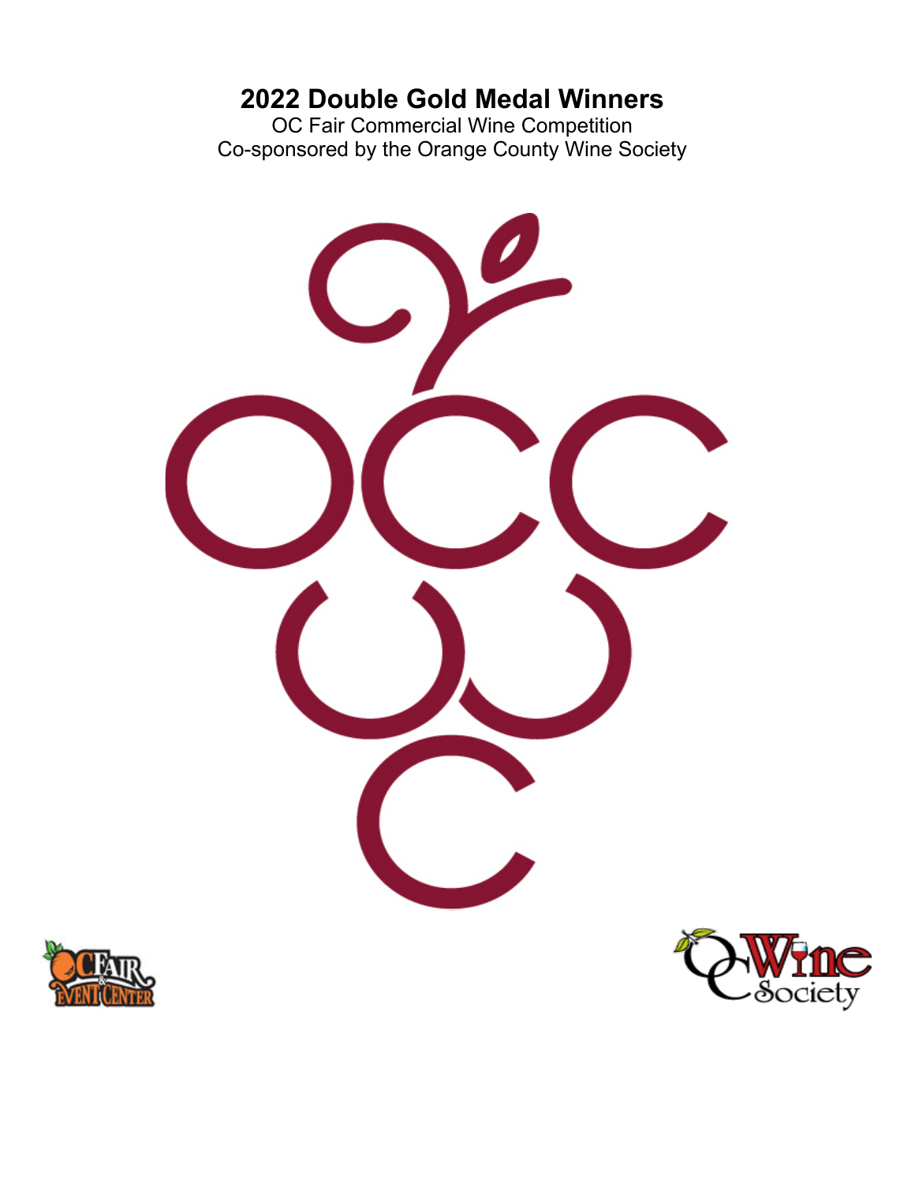# 2022 Double Gold Medal Winners

OC Fair Commercial Wine Competition
Co-sponsored by the Orange County Wine Society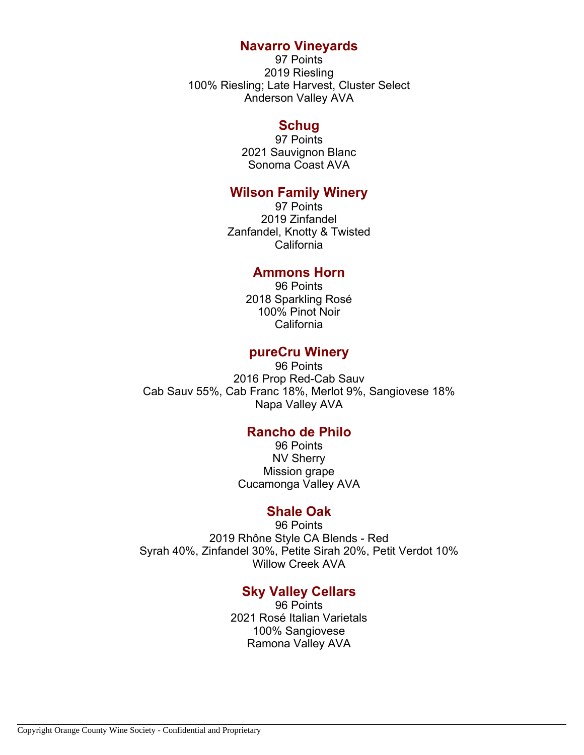## Navarro Vineyards

97 Points
2019 Riesling
100% Riesling; Late Harvest, Cluster Select
Anderson Valley AVA

## Schug

97 Points
2021 Sauvignon Blanc
Sonoma Coast AVA

## Wilson Family Winery

97 Points
2019 Zinfandel
Zanfandel, Knotty & Twisted
California

## Ammons Horn

96 Points
2018 Sparkling Rosé
100% Pinot Noir
California

## pureCru Winery

96 Points
2016 Prop Red-Cab Sauv
Cab Sauv 55%, Cab Franc 18%, Merlot 9%, Sangiovese 18%
Napa Valley AVA

## Rancho de Philo

96 Points
NV Sherry
Mission grape
Cucamonga Valley AVA

## Shale Oak

96 Points
2019 Rhône Style CA Blends - Red
Syrah 40%, Zinfandel 30%, Petite Sirah 20%, Petit Verdot 10%
Willow Creek AVA

## Sky Valley Cellars

96 Points
2021 Rosé Italian Varietals
100% Sangiovese
Ramona Valley AVA

Copyright Orange County Wine Society - Confidential and Proprietary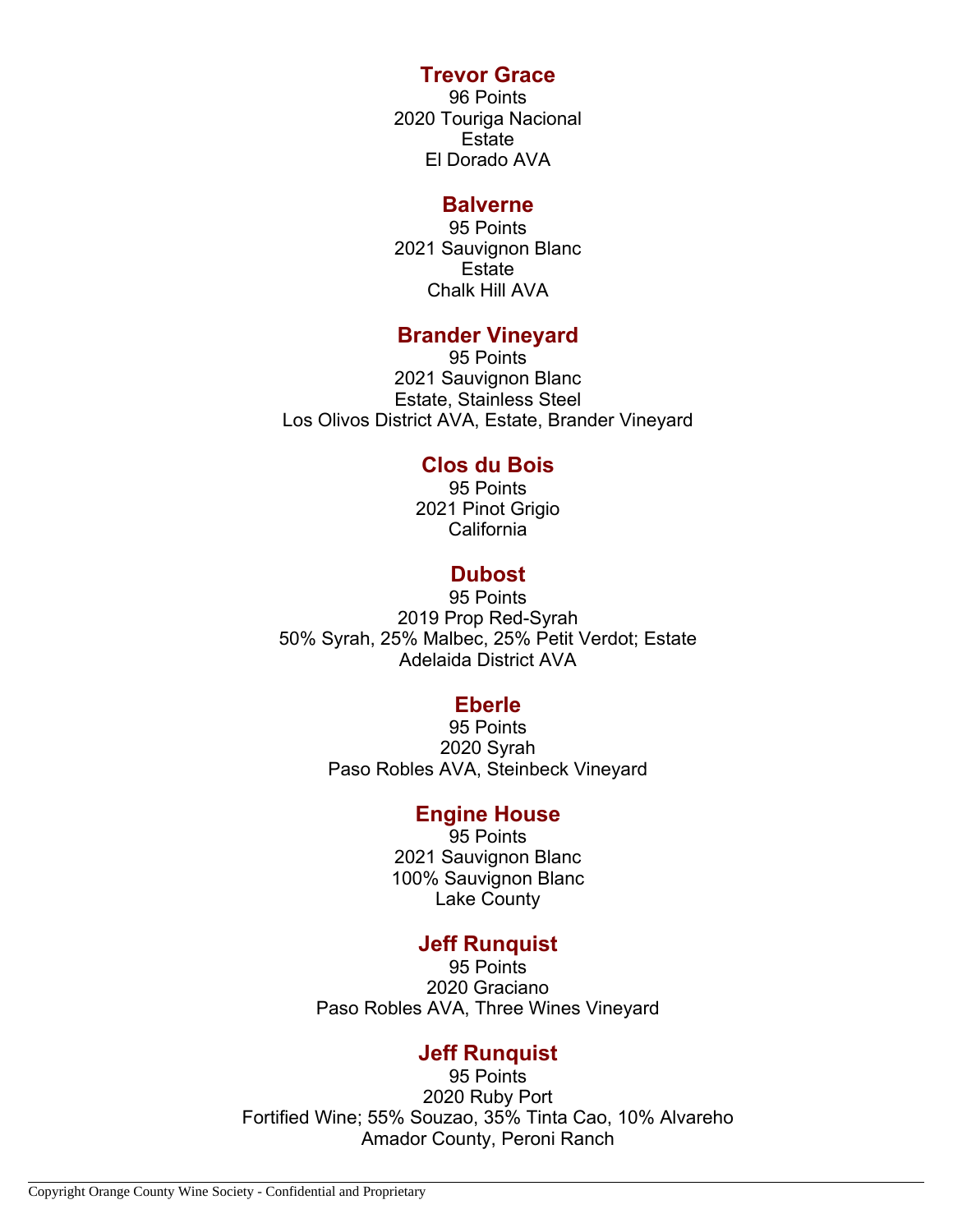### Trevor Grace

96 Points
2020 Touriga Nacional
Estate
El Dorado AVA

### Balverne

95 Points
2021 Sauvignon Blanc
Estate
Chalk Hill AVA

### Brander Vineyard

95 Points
2021 Sauvignon Blanc
Estate, Stainless Steel
Los Olivos District AVA, Estate, Brander Vineyard

### Clos du Bois

95 Points
2021 Pinot Grigio
California

### Dubost

95 Points
2019 Prop Red-Syrah
50% Syrah, 25% Malbec, 25% Petit Verdot; Estate
Adelaida District AVA

### Eberle

95 Points
2020 Syrah
Paso Robles AVA, Steinbeck Vineyard

### Engine House

95 Points
2021 Sauvignon Blanc
100% Sauvignon Blanc
Lake County

### Jeff Runquist

95 Points
2020 Graciano
Paso Robles AVA, Three Wines Vineyard

### Jeff Runquist

95 Points
2020 Ruby Port
Fortified Wine; 55% Souzao, 35% Tinta Cao, 10% Alvareho
Amador County, Peroni Ranch

Copyright Orange County Wine Society - Confidential and Proprietary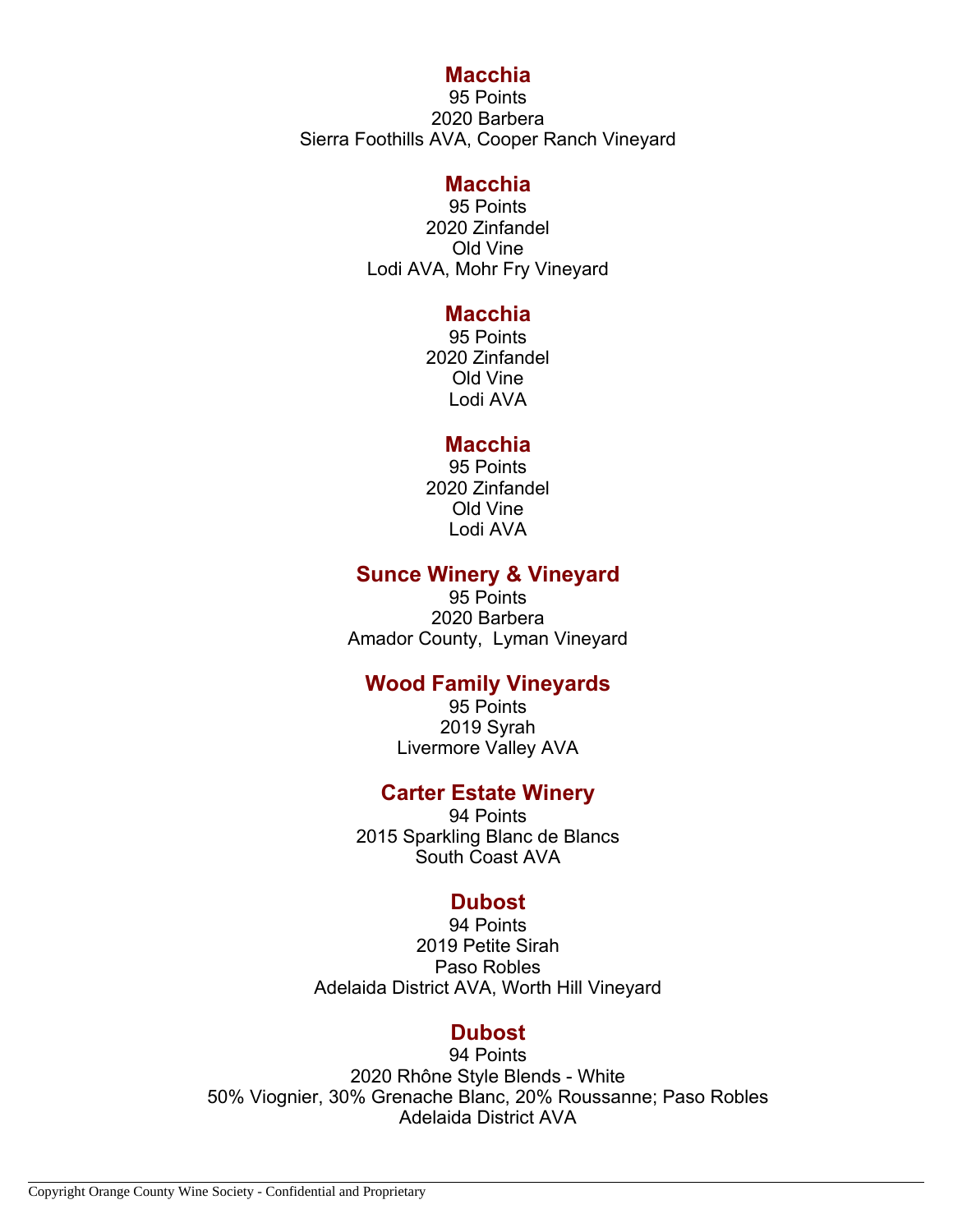### Macchia
95 Points
2020 Barbera
Sierra Foothills AVA, Cooper Ranch Vineyard

### Macchia
95 Points
2020 Zinfandel
Old Vine
Lodi AVA, Mohr Fry Vineyard

### Macchia
95 Points
2020 Zinfandel
Old Vine
Lodi AVA

### Macchia
95 Points
2020 Zinfandel
Old Vine
Lodi AVA

### Sunce Winery & Vineyard
95 Points
2020 Barbera
Amador County, Lyman Vineyard

### Wood Family Vineyards
95 Points
2019 Syrah
Livermore Valley AVA

### Carter Estate Winery
94 Points
2015 Sparkling Blanc de Blancs
South Coast AVA

### Dubost
94 Points
2019 Petite Sirah
Paso Robles
Adelaida District AVA, Worth Hill Vineyard

### Dubost
94 Points
2020 Rhône Style Blends - White
50% Viognier, 30% Grenache Blanc, 20% Roussanne; Paso Robles
Adelaida District AVA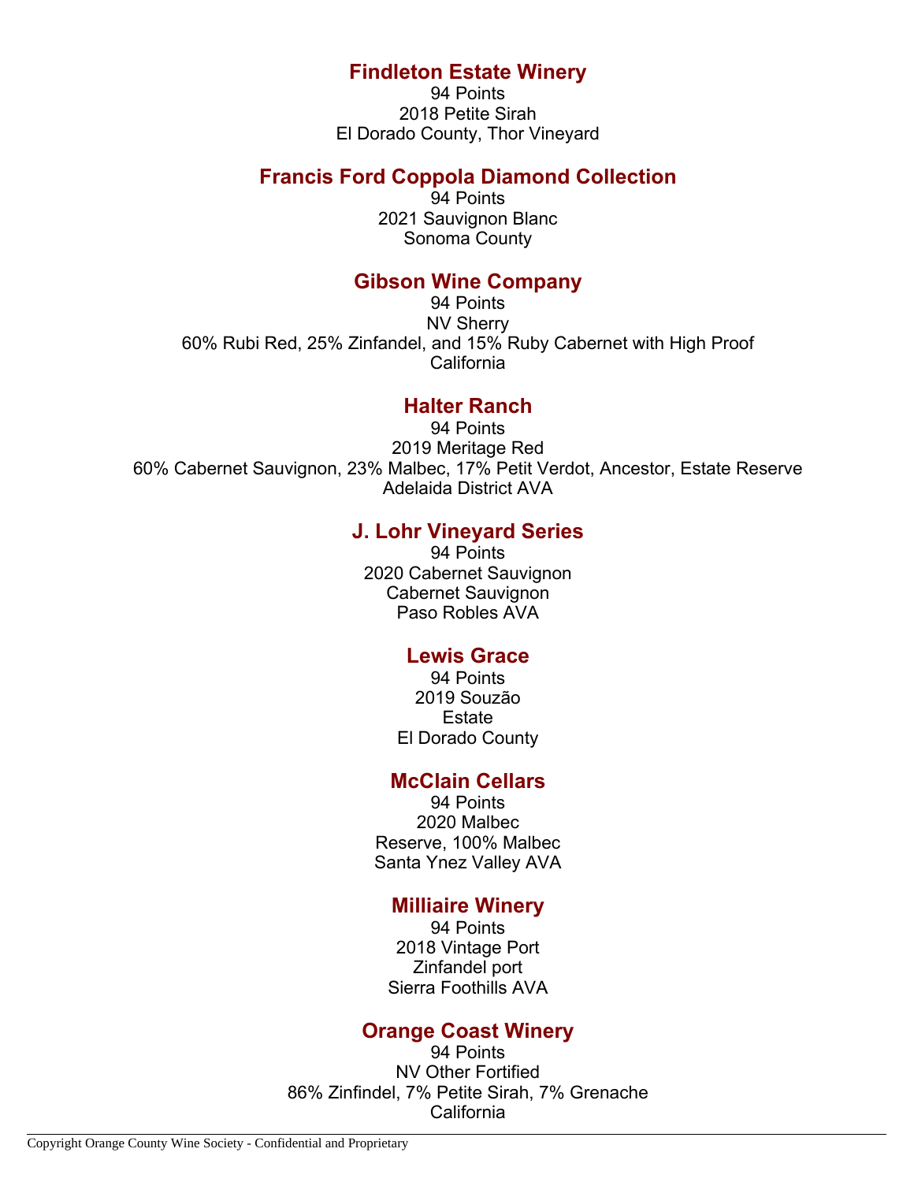## Findleton Estate Winery

94 Points
2018 Petite Sirah
El Dorado County, Thor Vineyard

## Francis Ford Coppola Diamond Collection

94 Points
2021 Sauvignon Blanc
Sonoma County

## Gibson Wine Company

94 Points
NV Sherry
60% Rubi Red, 25% Zinfandel, and 15% Ruby Cabernet with High Proof
California

## Halter Ranch

94 Points
2019 Meritage Red
60% Cabernet Sauvignon, 23% Malbec, 17% Petit Verdot, Ancestor, Estate Reserve
Adelaida District AVA

## J. Lohr Vineyard Series

94 Points
2020 Cabernet Sauvignon
Cabernet Sauvignon
Paso Robles AVA

## Lewis Grace

94 Points
2019 Souzão
Estate
El Dorado County

## McClain Cellars

94 Points
2020 Malbec
Reserve, 100% Malbec
Santa Ynez Valley AVA

## Milliaire Winery

94 Points
2018 Vintage Port
Zinfandel port
Sierra Foothills AVA

## Orange Coast Winery

94 Points
NV Other Fortified
86% Zinfindel, 7% Petite Sirah, 7% Grenache
California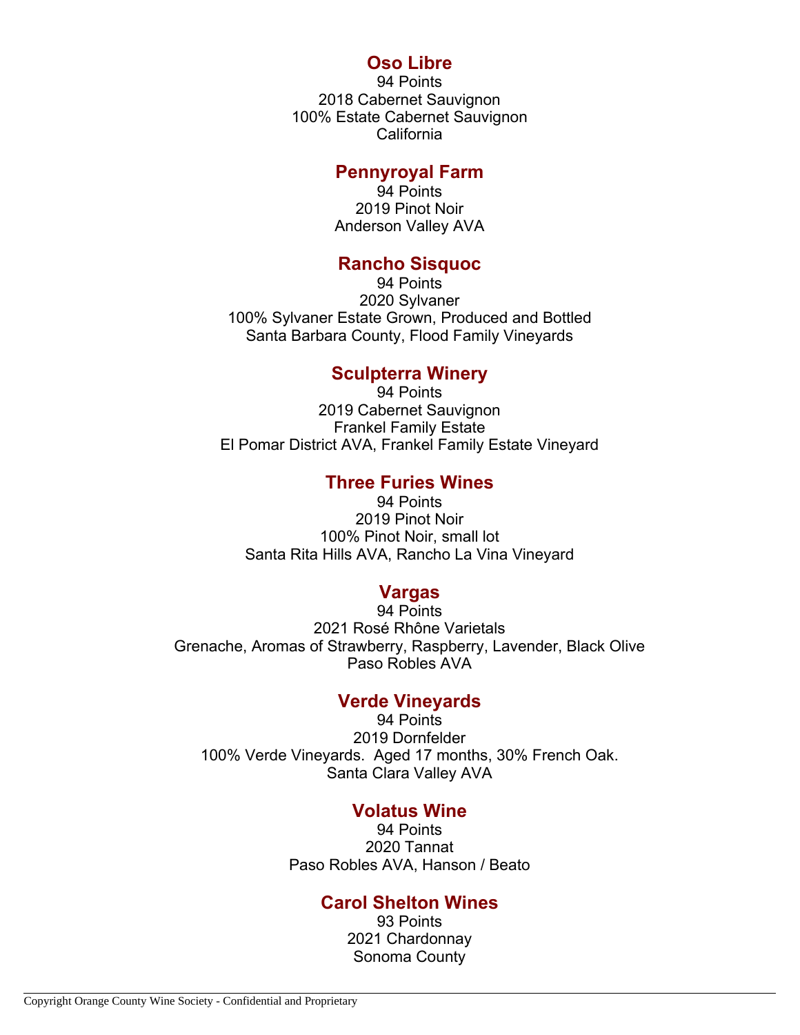### Oso Libre

94 Points
2018 Cabernet Sauvignon
100% Estate Cabernet Sauvignon
California

### Pennyroyal Farm

94 Points
2019 Pinot Noir
Anderson Valley AVA

### Rancho Sisquoc

94 Points
2020 Sylvaner
100% Sylvaner Estate Grown, Produced and Bottled
Santa Barbara County, Flood Family Vineyards

### Sculpterra Winery

94 Points
2019 Cabernet Sauvignon
Frankel Family Estate
El Pomar District AVA, Frankel Family Estate Vineyard

### Three Furies Wines

94 Points
2019 Pinot Noir
100% Pinot Noir, small lot
Santa Rita Hills AVA, Rancho La Vina Vineyard

### Vargas

94 Points
2021 Rosé Rhône Varietals
Grenache, Aromas of Strawberry, Raspberry, Lavender, Black Olive
Paso Robles AVA

### Verde Vineyards

94 Points
2019 Dornfelder
100% Verde Vineyards. Aged 17 months, 30% French Oak.
Santa Clara Valley AVA

### Volatus Wine

94 Points
2020 Tannat
Paso Robles AVA, Hanson / Beato

### Carol Shelton Wines

93 Points
2021 Chardonnay
Sonoma County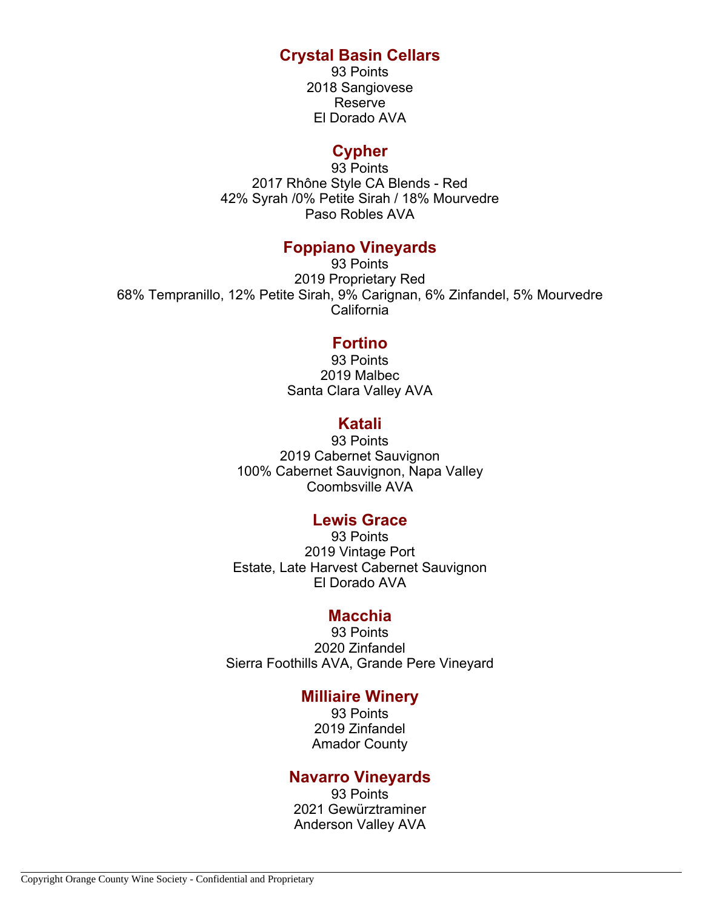## Crystal Basin Cellars

93 Points
2018 Sangiovese
Reserve
El Dorado AVA

## Cypher

93 Points
2017 Rhône Style CA Blends - Red
42% Syrah /0% Petite Sirah / 18% Mourvedre
Paso Robles AVA

## Foppiano Vineyards

93 Points
2019 Proprietary Red
68% Tempranillo, 12% Petite Sirah, 9% Carignan, 6% Zinfandel, 5% Mourvedre
California

## Fortino

93 Points
2019 Malbec
Santa Clara Valley AVA

## Katali

93 Points
2019 Cabernet Sauvignon
100% Cabernet Sauvignon, Napa Valley
Coombsville AVA

## Lewis Grace

93 Points
2019 Vintage Port
Estate, Late Harvest Cabernet Sauvignon
El Dorado AVA

## Macchia

93 Points
2020 Zinfandel
Sierra Foothills AVA, Grande Pere Vineyard

## Milliaire Winery

93 Points
2019 Zinfandel
Amador County

## Navarro Vineyards

93 Points
2021 Gewürztraminer
Anderson Valley AVA

Copyright Orange County Wine Society - Confidential and Proprietary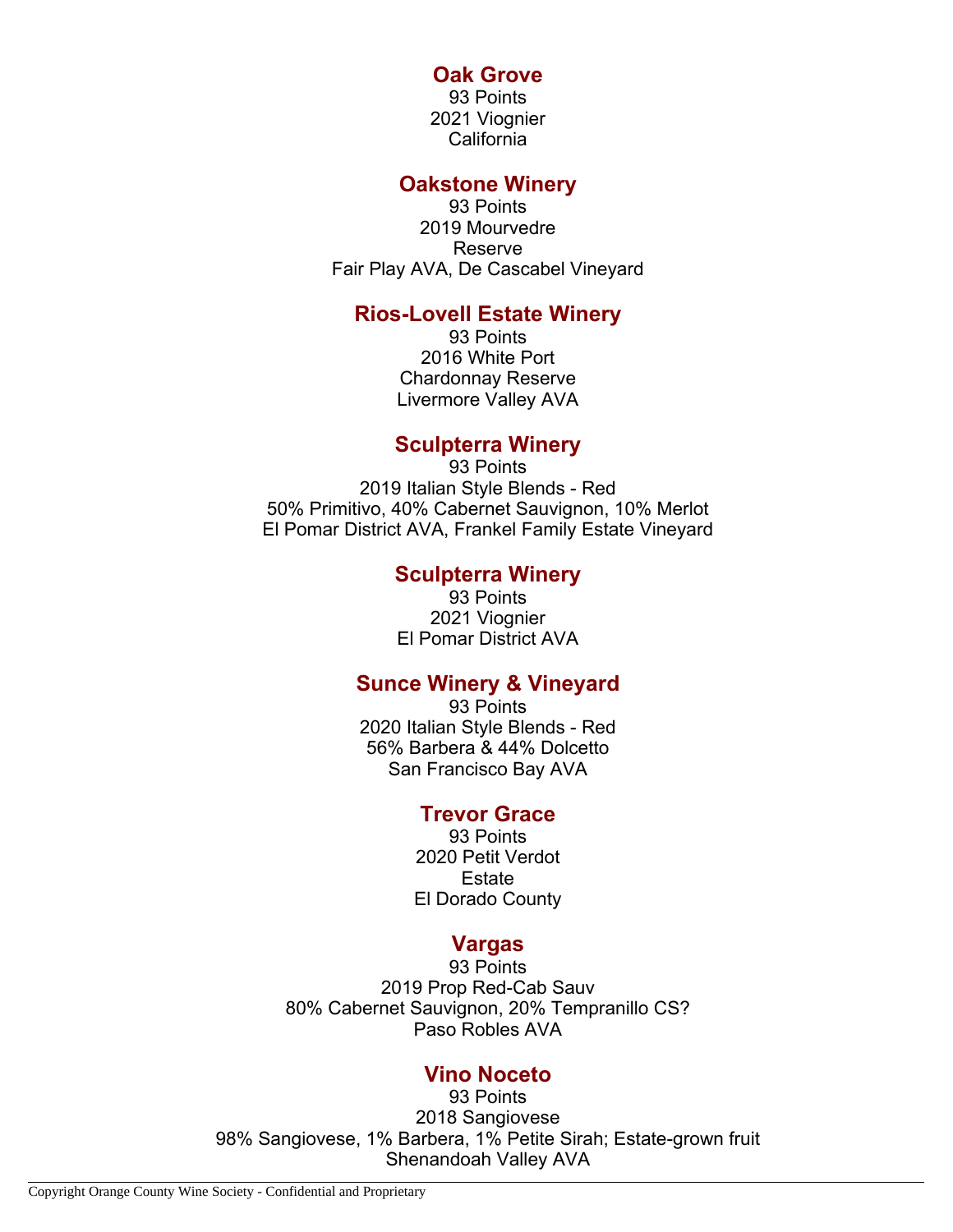### Oak Grove

93 Points
2021 Viognier
California

### Oakstone Winery

93 Points
2019 Mourvedre
Reserve
Fair Play AVA, De Cascabel Vineyard

### Rios-Lovell Estate Winery

93 Points
2016 White Port
Chardonnay Reserve
Livermore Valley AVA

### Sculpterra Winery

93 Points
2019 Italian Style Blends - Red
50% Primitivo, 40% Cabernet Sauvignon, 10% Merlot
El Pomar District AVA, Frankel Family Estate Vineyard

### Sculpterra Winery

93 Points
2021 Viognier
El Pomar District AVA

### Sunce Winery & Vineyard

93 Points
2020 Italian Style Blends - Red
56% Barbera & 44% Dolcetto
San Francisco Bay AVA

### Trevor Grace

93 Points
2020 Petit Verdot
Estate
El Dorado County

### Vargas

93 Points
2019 Prop Red-Cab Sauv
80% Cabernet Sauvignon, 20% Tempranillo CS?
Paso Robles AVA

### Vino Noceto

93 Points
2018 Sangiovese
98% Sangiovese, 1% Barbera, 1% Petite Sirah; Estate-grown fruit
Shenandoah Valley AVA

Copyright Orange County Wine Society - Confidential and Proprietary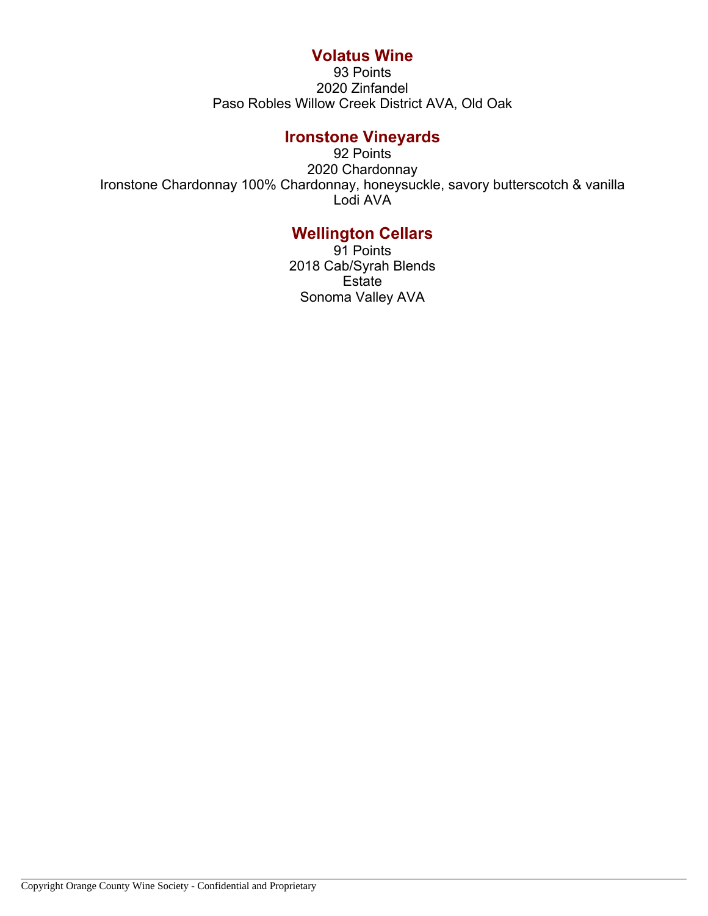### Volatus Wine

93 Points
2020 Zinfandel
Paso Robles Willow Creek District AVA, Old Oak

### Ironstone Vineyards

92 Points
2020 Chardonnay
Ironstone Chardonnay 100% Chardonnay, honeysuckle, savory butterscotch & vanilla
Lodi AVA

### Wellington Cellars

91 Points
2018 Cab/Syrah Blends
Estate
Sonoma Valley AVA